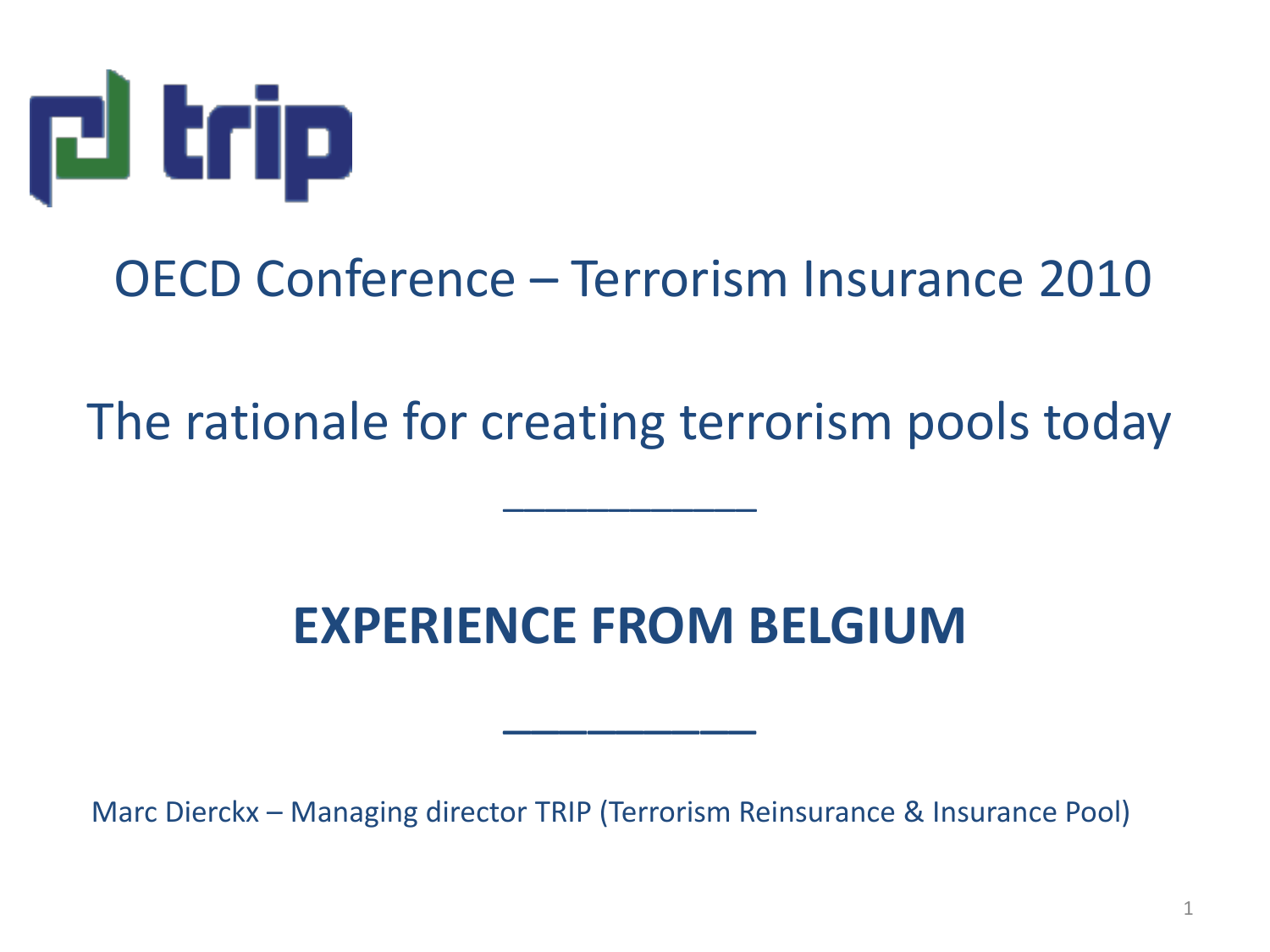trip

# OECD Conference – Terrorism Insurance 2010

## The rationale for creating terrorism pools today

---

## EXPERIENCE FROM BELGIUM

---

Marc Dierckx – Managing director TRIP (Terrorism Reinsurance & Insurance Pool)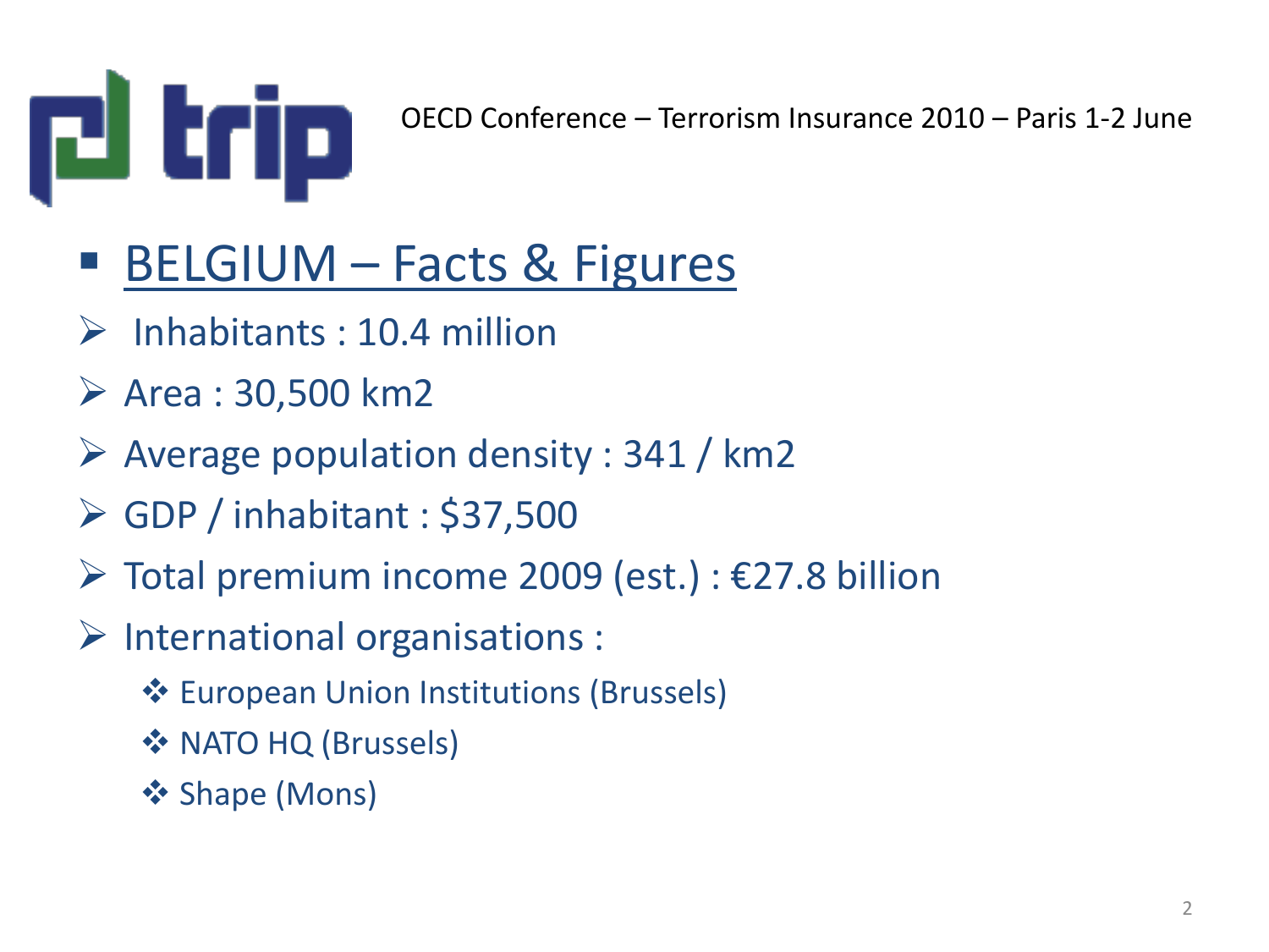## BELGIUM – Facts & Figures

- Inhabitants : 10.4 million
- Area : 30,500 km2
- Average population density : 341 / km2
- GDP / inhabitant : $37,500
- Total premium income 2009 (est.) : €27.8 billion
- International organisations :
  - European Union Institutions (Brussels)
  - NATO HQ (Brussels)
  - Shape (Mons)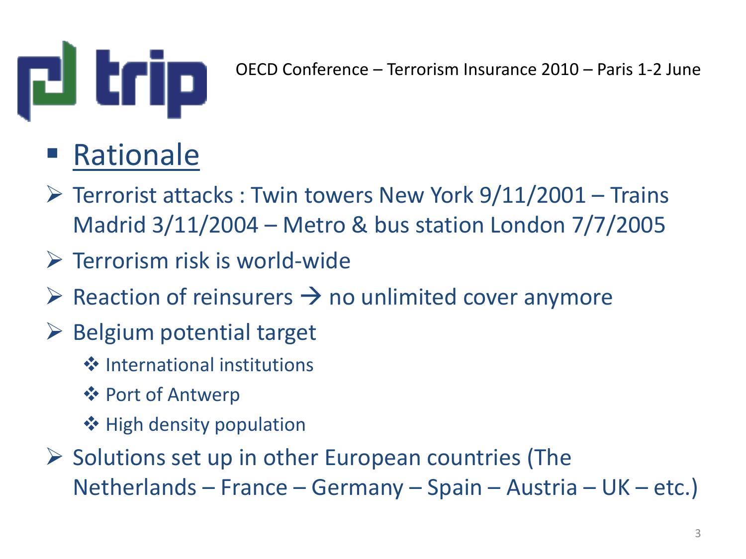# Rationale

- Terrorist attacks : Twin towers New York 9/11/2001 – Trains Madrid 3/11/2004 – Metro & bus station London 7/7/2005
- Terrorism risk is world-wide
- Reaction of reinsurers → no unlimited cover anymore
- Belgium potential target
  - International institutions
  - Port of Antwerp
  - High density population
- Solutions set up in other European countries (The Netherlands – France – Germany – Spain – Austria – UK – etc.)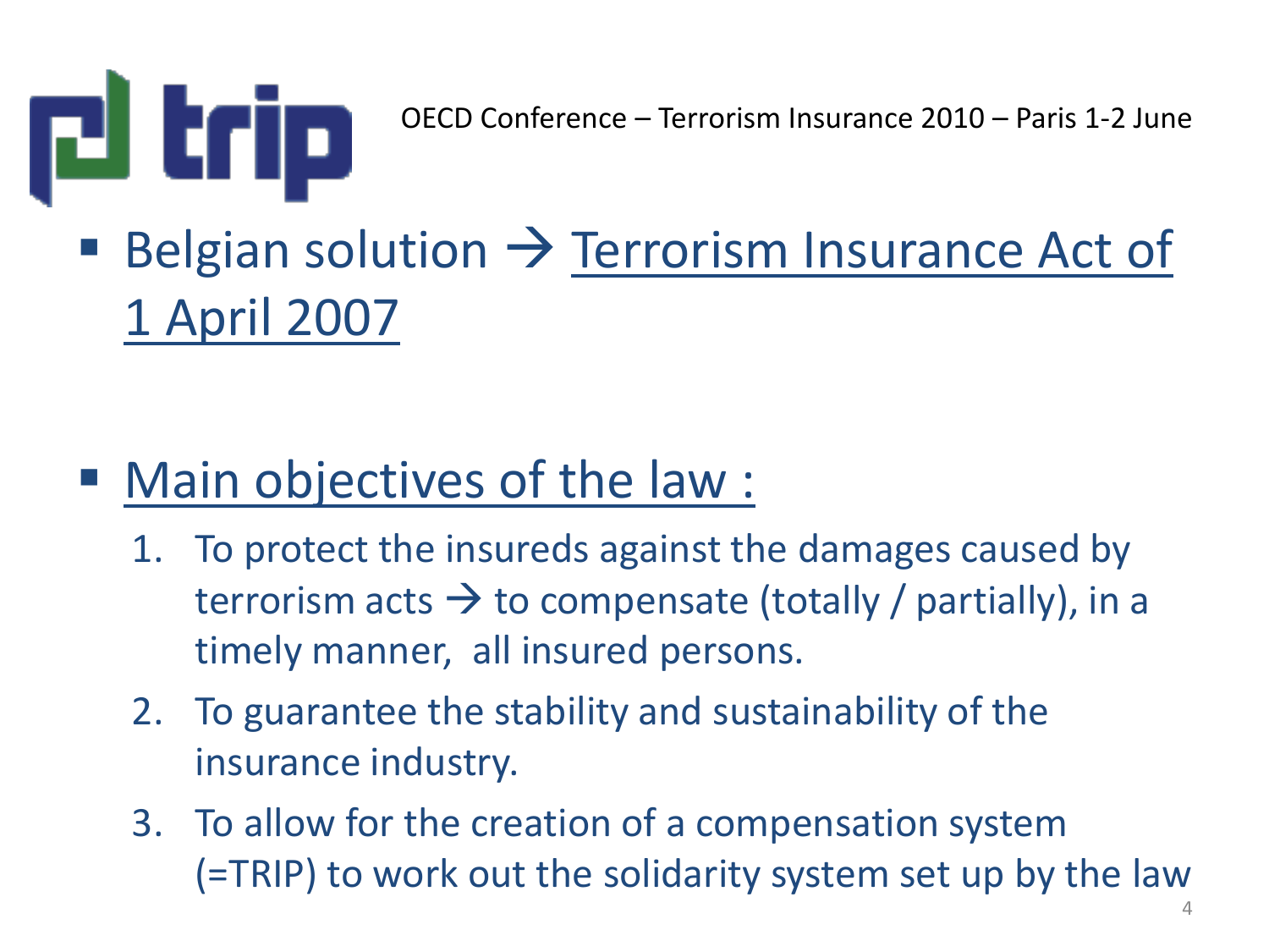- Belgian solution → Terrorism Insurance Act of 1 April 2007

- Main objectives of the law :
  1. To protect the insureds against the damages caused by terrorism acts → to compensate (totally / partially), in a timely manner, all insured persons.
  2. To guarantee the stability and sustainability of the insurance industry.
  3. To allow for the creation of a compensation system (=TRIP) to work out the solidarity system set up by the law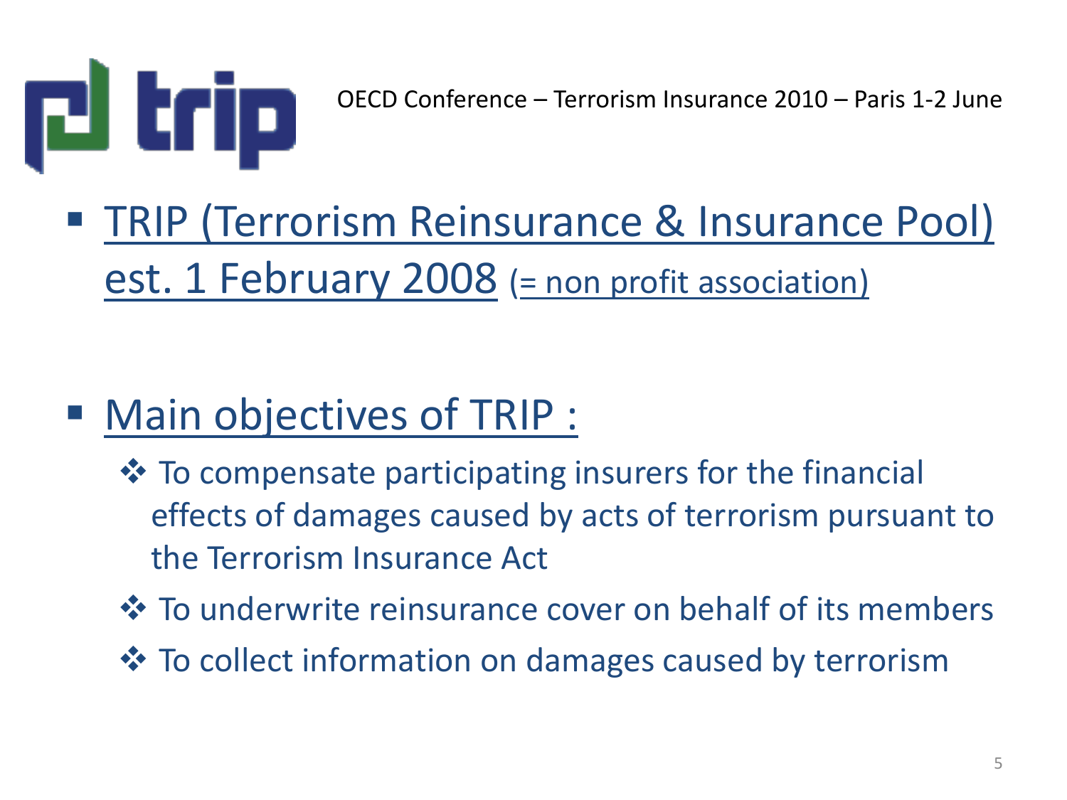- TRIP (Terrorism Reinsurance & Insurance Pool) est. 1 February 2008 (= non profit association)

- Main objectives of TRIP :
  - To compensate participating insurers for the financial effects of damages caused by acts of terrorism pursuant to the Terrorism Insurance Act
  - To underwrite reinsurance cover on behalf of its members
  - To collect information on damages caused by terrorism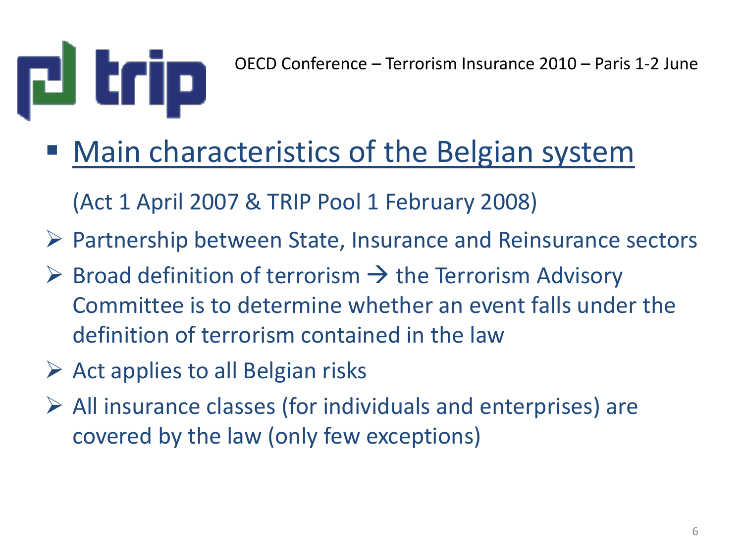## Main characteristics of the Belgian system

(Act 1 April 2007 & TRIP Pool 1 February 2008)

- Partnership between State, Insurance and Reinsurance sectors
- Broad definition of terrorism → the Terrorism Advisory Committee is to determine whether an event falls under the definition of terrorism contained in the law
- Act applies to all Belgian risks
- All insurance classes (for individuals and enterprises) are covered by the law (only few exceptions)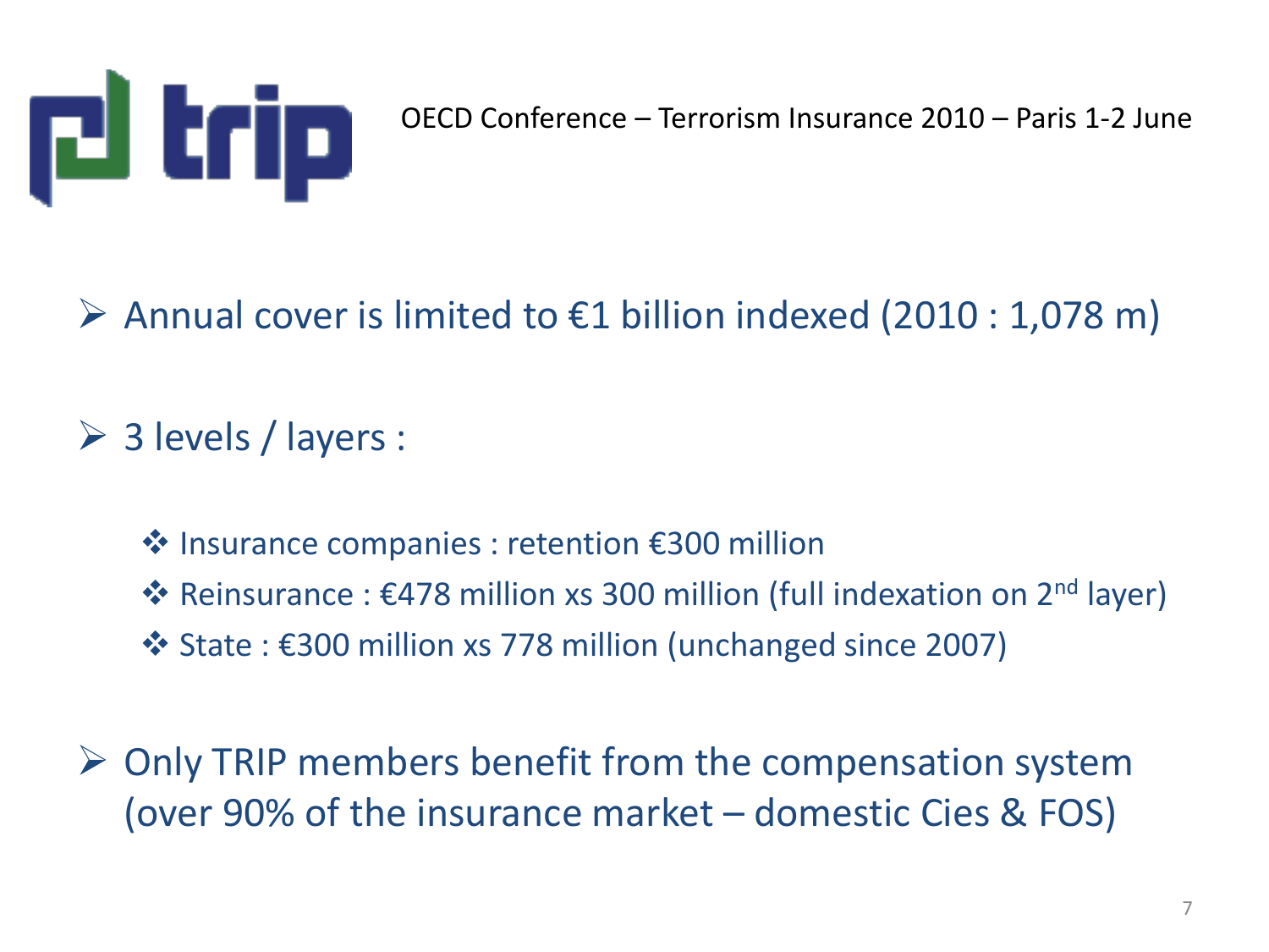trip

OECD Conference – Terrorism Insurance 2010 – Paris 1-2 June

- Annual cover is limited to €1 billion indexed (2010 : 1,078 m)

- 3 levels / layers :

  - Insurance companies : retention €300 million
  - Reinsurance : €478 million xs 300 million (full indexation on 2nd layer)
  - State : €300 million xs 778 million (unchanged since 2007)

- Only TRIP members benefit from the compensation system (over 90% of the insurance market – domestic Cies & FOS)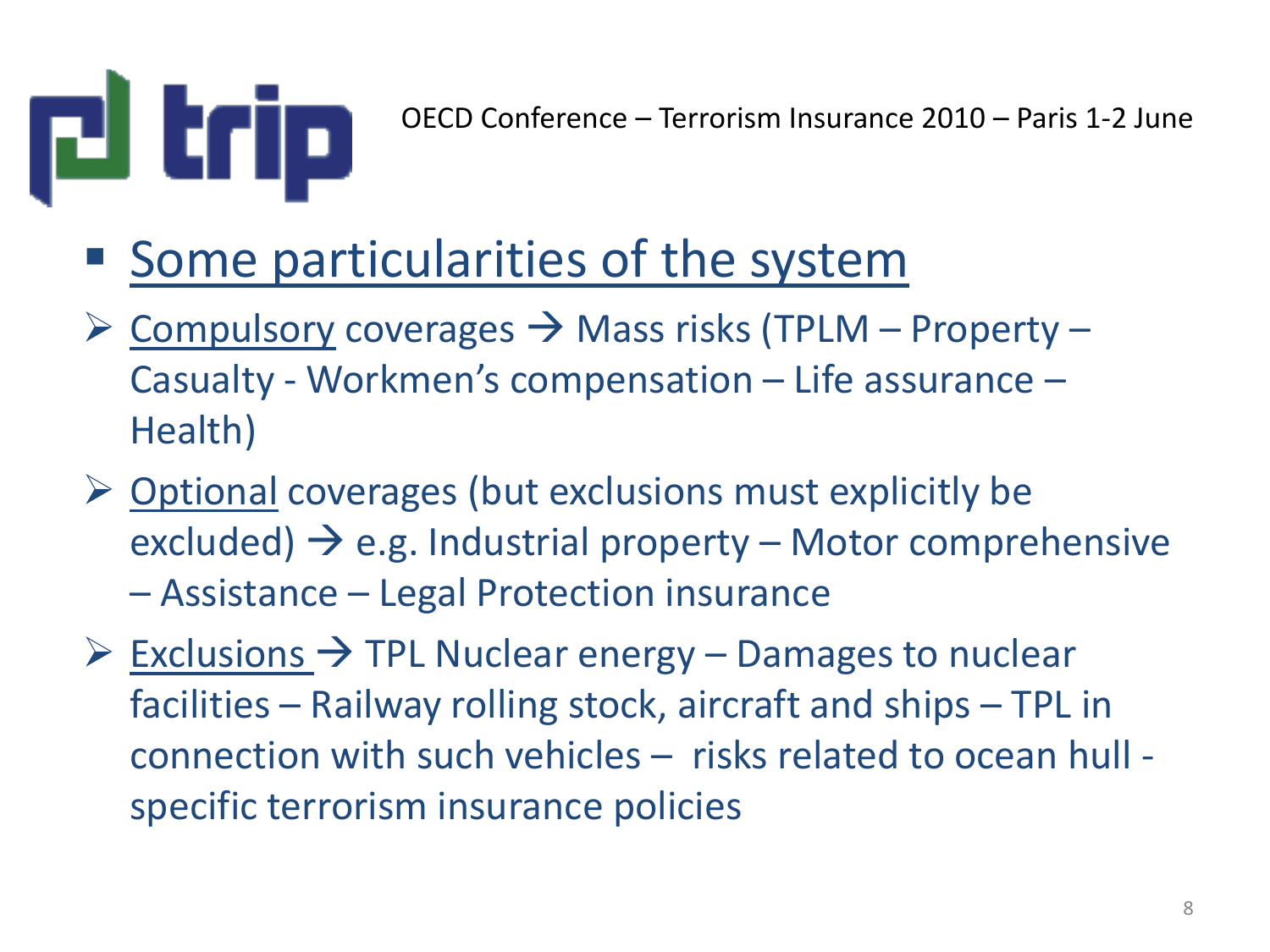## Some particularities of the system

- Compulsory coverages → Mass risks (TPLM – Property – Casualty - Workmen's compensation – Life assurance – Health)
- Optional coverages (but exclusions must explicitly be excluded) → e.g. Industrial property – Motor comprehensive – Assistance – Legal Protection insurance
- Exclusions → TPL Nuclear energy – Damages to nuclear facilities – Railway rolling stock, aircraft and ships – TPL in connection with such vehicles – risks related to ocean hull - specific terrorism insurance policies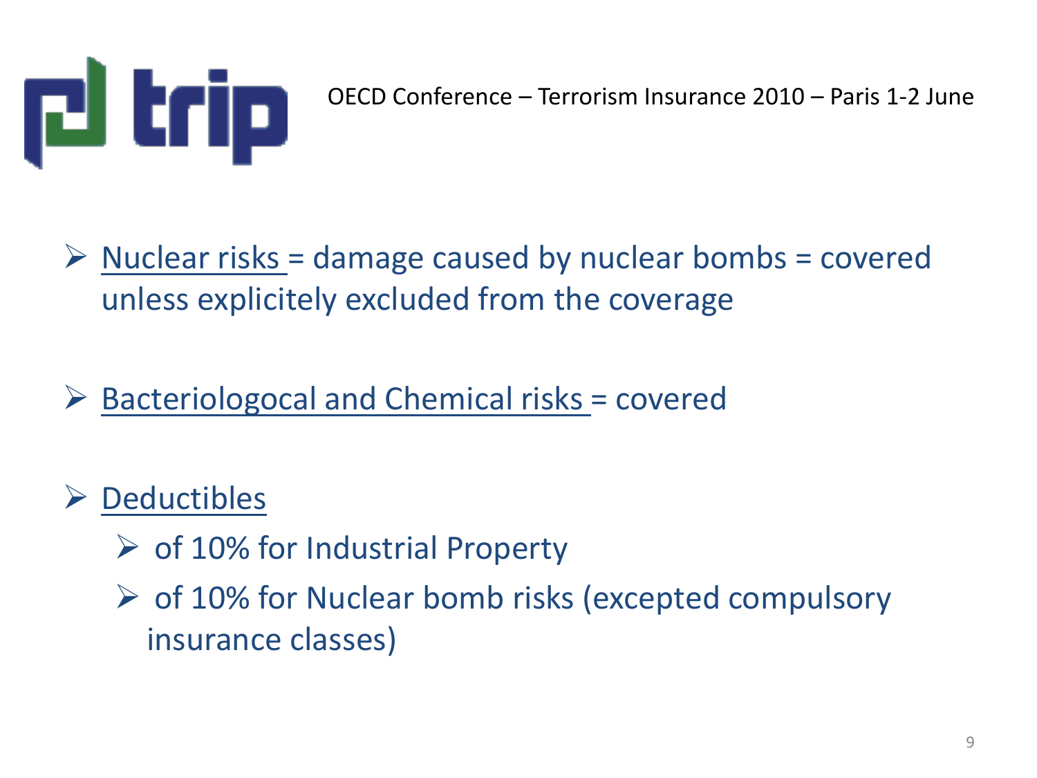- Nuclear risks = damage caused by nuclear bombs = covered unless explicitely excluded from the coverage

- Bacteriologocal and Chemical risks = covered

- Deductibles
  - of 10% for Industrial Property
  - of 10% for Nuclear bomb risks (excepted compulsory insurance classes)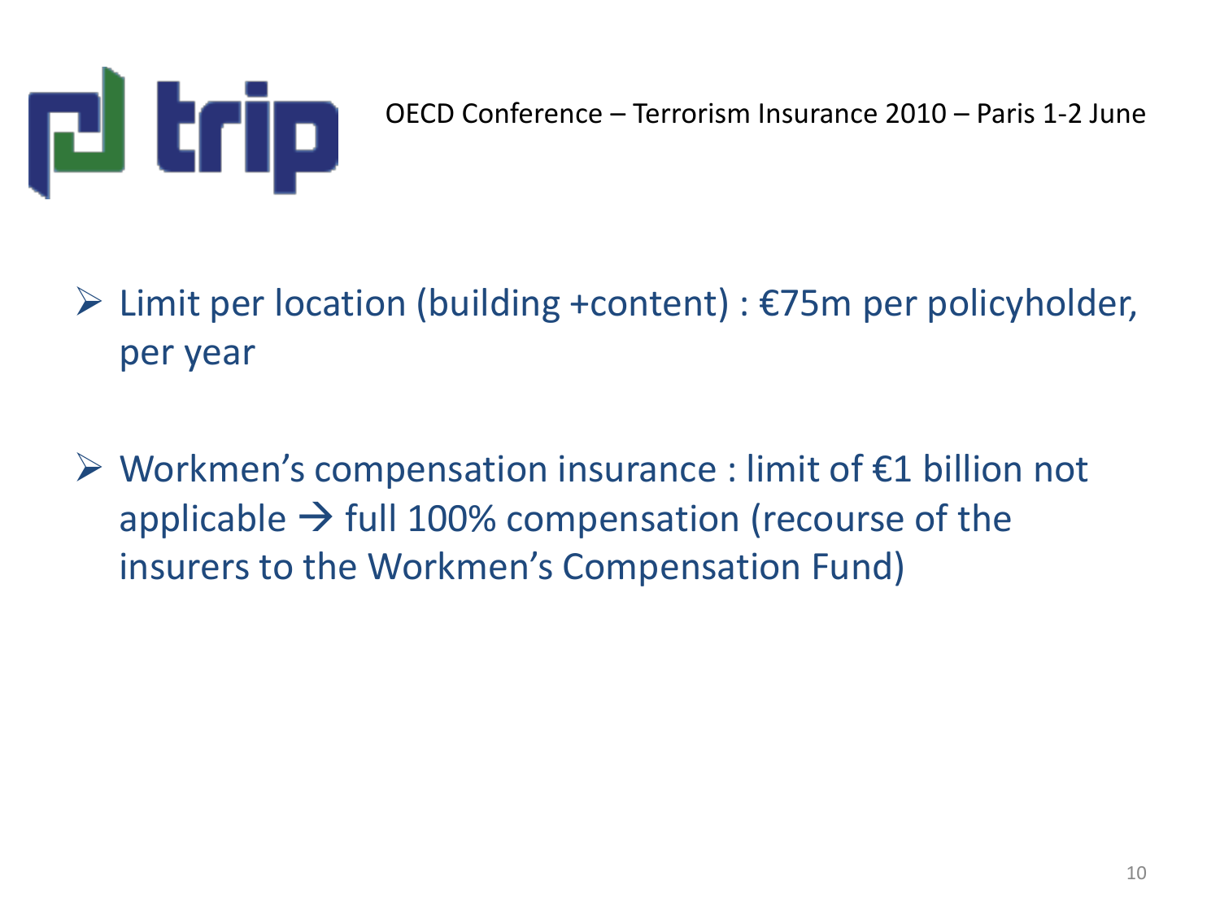- Limit per location (building +content) : €75m per policyholder, per year

- Workmen's compensation insurance : limit of €1 billion not applicable → full 100% compensation (recourse of the insurers to the Workmen's Compensation Fund)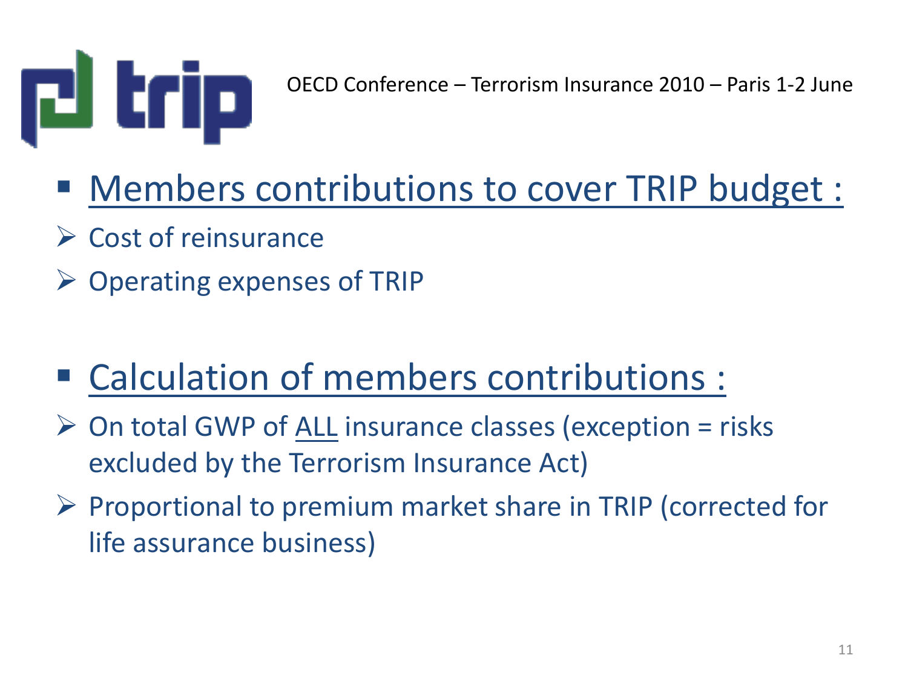- Members contributions to cover TRIP budget :
  - Cost of reinsurance
  - Operating expenses of TRIP

- Calculation of members contributions :
  - On total GWP of ALL insurance classes (exception = risks excluded by the Terrorism Insurance Act)
  - Proportional to premium market share in TRIP (corrected for life assurance business)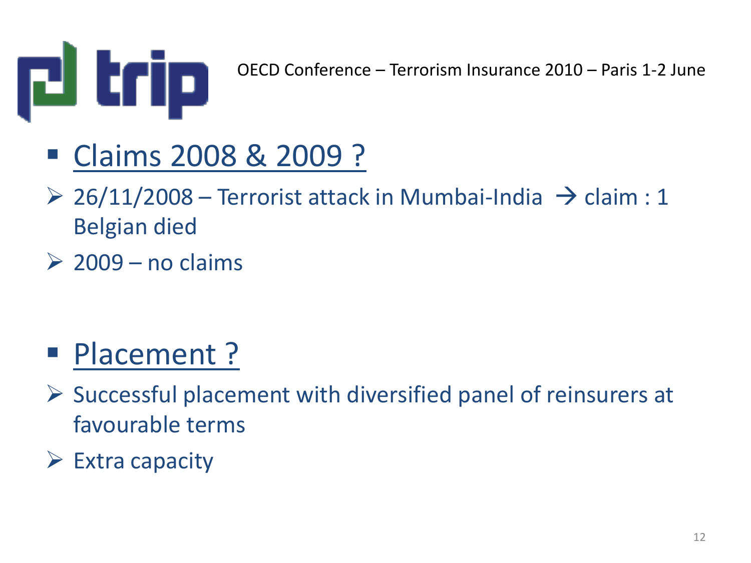## Claims 2008 & 2009 ?

- 26/11/2008 – Terrorist attack in Mumbai-India → claim : 1 Belgian died
- 2009 – no claims

## Placement ?

- Successful placement with diversified panel of reinsurers at favourable terms
- Extra capacity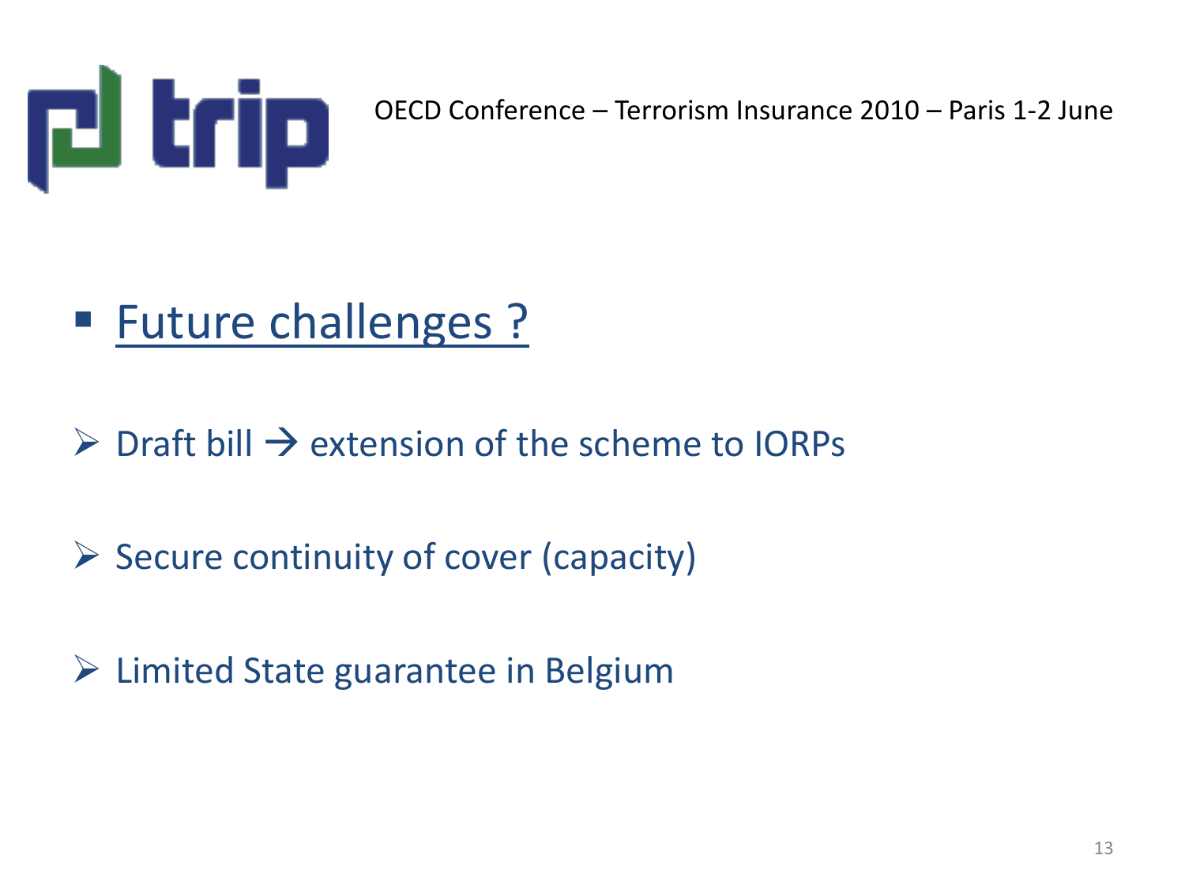- Future challenges ?

- Draft bill → extension of the scheme to IORPs
- Secure continuity of cover (capacity)
- Limited State guarantee in Belgium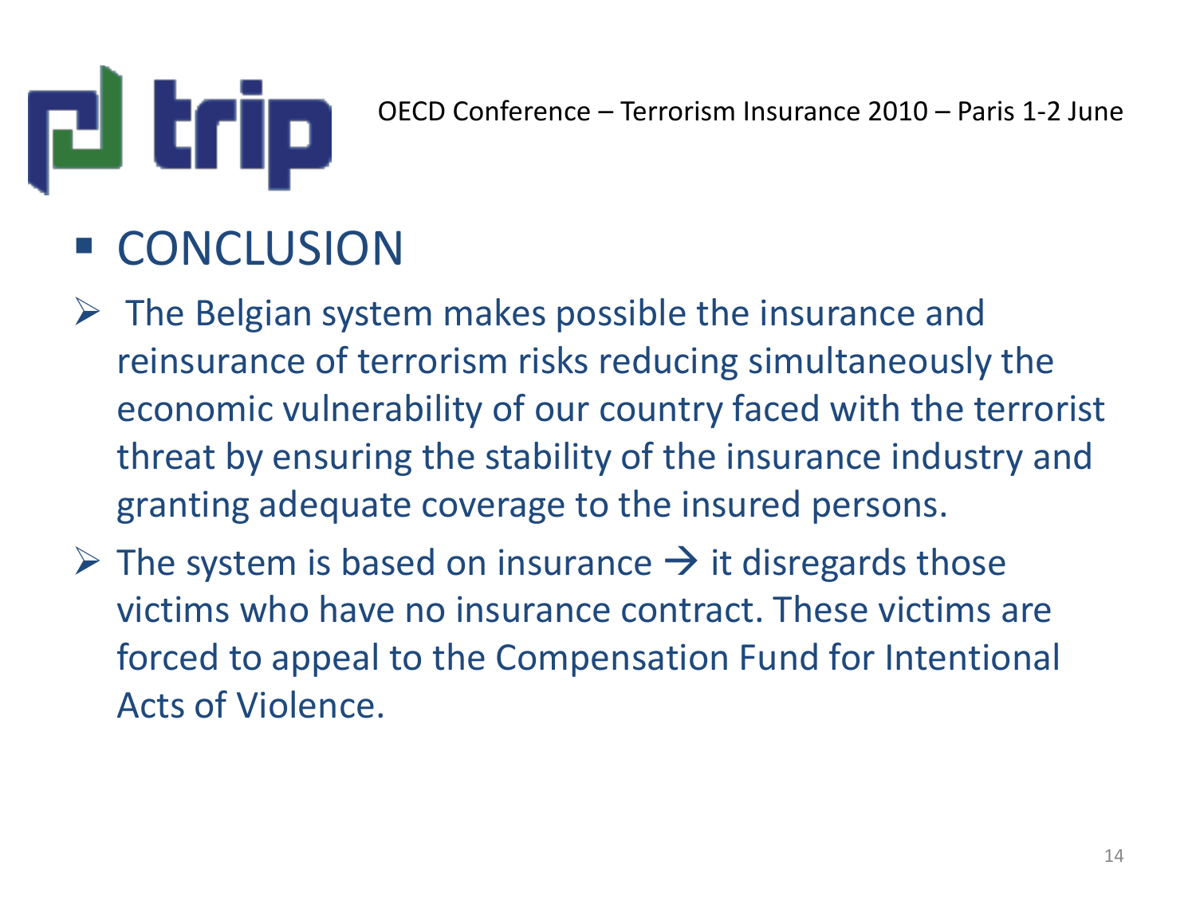# CONCLUSION

- The Belgian system makes possible the insurance and reinsurance of terrorism risks reducing simultaneously the economic vulnerability of our country faced with the terrorist threat by ensuring the stability of the insurance industry and granting adequate coverage to the insured persons.
- The system is based on insurance → it disregards those victims who have no insurance contract. These victims are forced to appeal to the Compensation Fund for Intentional Acts of Violence.